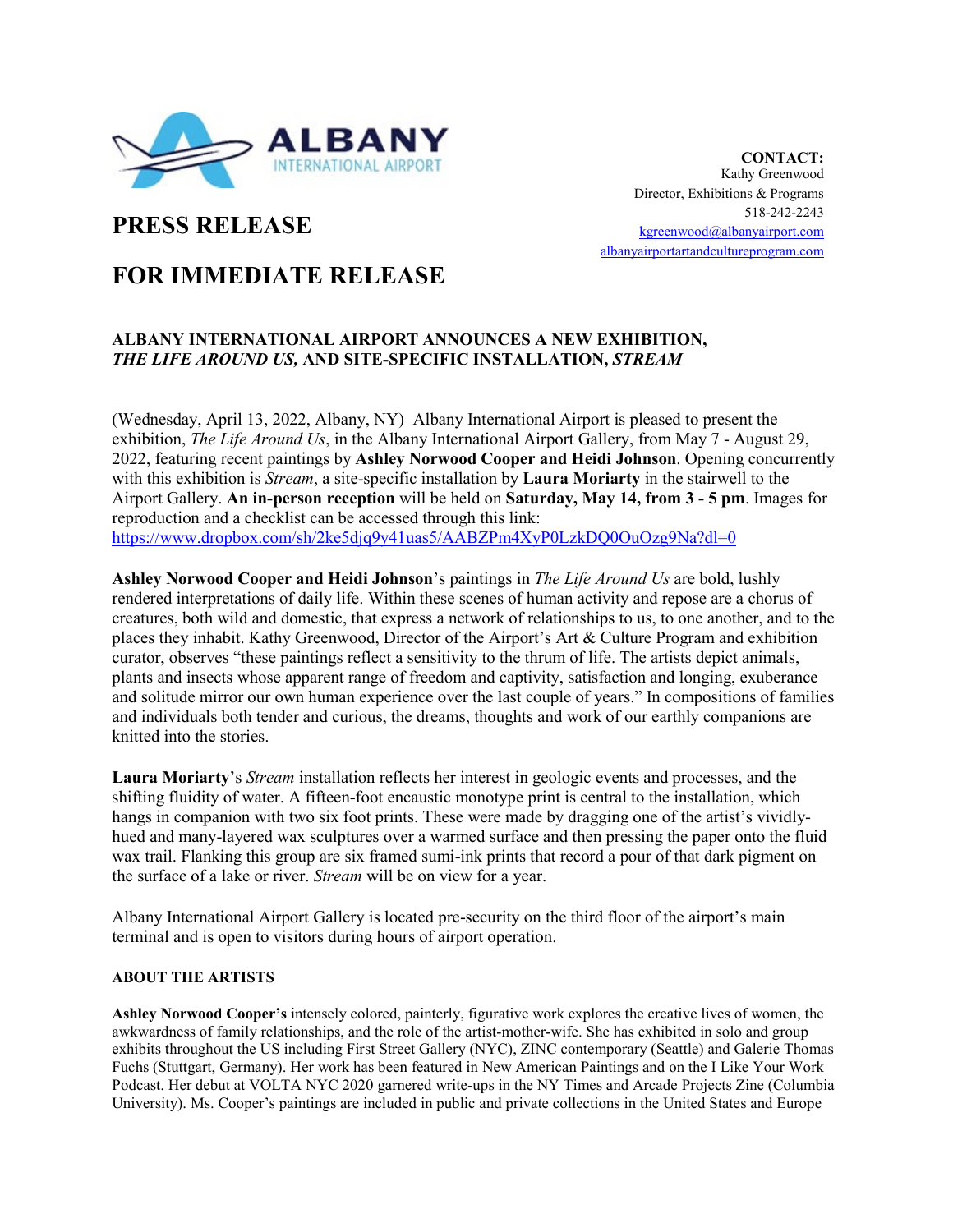ALBANY INTERNATIONAL AIRPORT

**CONTACT:**
Kathy Greenwood
Director, Exhibitions & Programs
518-242-2243
kgreenwood@albanyairport.com
albanyairportartandcultureprogram.com

# PRESS RELEASE

# FOR IMMEDIATE RELEASE

### ALBANY INTERNATIONAL AIRPORT ANNOUNCES A NEW EXHIBITION, *THE LIFE AROUND US,* AND SITE-SPECIFIC INSTALLATION, *STREAM*

(Wednesday, April 13, 2022, Albany, NY) Albany International Airport is pleased to present the exhibition, *The Life Around Us*, in the Albany International Airport Gallery, from May 7 - August 29, 2022, featuring recent paintings by **Ashley Norwood Cooper and Heidi Johnson**. Opening concurrently with this exhibition is *Stream*, a site-specific installation by **Laura Moriarty** in the stairwell to the Airport Gallery. **An in-person reception** will be held on **Saturday, May 14, from 3 - 5 pm**. Images for reproduction and a checklist can be accessed through this link: https://www.dropbox.com/sh/2ke5djq9y41uas5/AABZPm4XyP0LzkDQ0OuOzg9Na?dl=0

**Ashley Norwood Cooper and Heidi Johnson**'s paintings in *The Life Around Us* are bold, lushly rendered interpretations of daily life. Within these scenes of human activity and repose are a chorus of creatures, both wild and domestic, that express a network of relationships to us, to one another, and to the places they inhabit. Kathy Greenwood, Director of the Airport's Art & Culture Program and exhibition curator, observes "these paintings reflect a sensitivity to the thrum of life. The artists depict animals, plants and insects whose apparent range of freedom and captivity, satisfaction and longing, exuberance and solitude mirror our own human experience over the last couple of years." In compositions of families and individuals both tender and curious, the dreams, thoughts and work of our earthly companions are knitted into the stories.

**Laura Moriarty**'s *Stream* installation reflects her interest in geologic events and processes, and the shifting fluidity of water. A fifteen-foot encaustic monotype print is central to the installation, which hangs in companion with two six foot prints. These were made by dragging one of the artist's vividly-hued and many-layered wax sculptures over a warmed surface and then pressing the paper onto the fluid wax trail. Flanking this group are six framed sumi-ink prints that record a pour of that dark pigment on the surface of a lake or river. *Stream* will be on view for a year.

Albany International Airport Gallery is located pre-security on the third floor of the airport's main terminal and is open to visitors during hours of airport operation.

#### ABOUT THE ARTISTS

**Ashley Norwood Cooper's** intensely colored, painterly, figurative work explores the creative lives of women, the awkwardness of family relationships, and the role of the artist-mother-wife. She has exhibited in solo and group exhibits throughout the US including First Street Gallery (NYC), ZINC contemporary (Seattle) and Galerie Thomas Fuchs (Stuttgart, Germany). Her work has been featured in New American Paintings and on the I Like Your Work Podcast. Her debut at VOLTA NYC 2020 garnered write-ups in the NY Times and Arcade Projects Zine (Columbia University). Ms. Cooper's paintings are included in public and private collections in the United States and Europe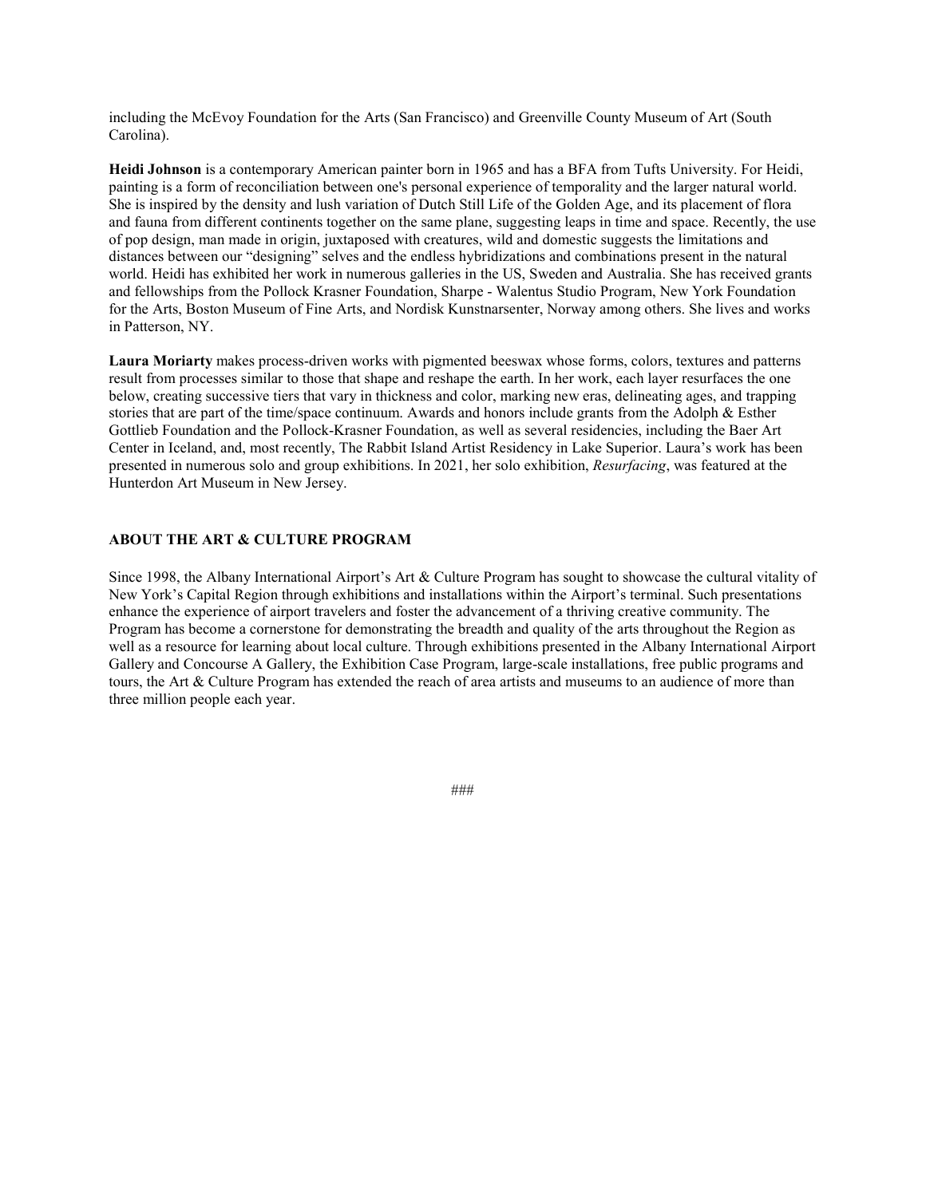including the McEvoy Foundation for the Arts (San Francisco) and Greenville County Museum of Art (South Carolina).

**Heidi Johnson** is a contemporary American painter born in 1965 and has a BFA from Tufts University. For Heidi, painting is a form of reconciliation between one's personal experience of temporality and the larger natural world. She is inspired by the density and lush variation of Dutch Still Life of the Golden Age, and its placement of flora and fauna from different continents together on the same plane, suggesting leaps in time and space. Recently, the use of pop design, man made in origin, juxtaposed with creatures, wild and domestic suggests the limitations and distances between our "designing" selves and the endless hybridizations and combinations present in the natural world. Heidi has exhibited her work in numerous galleries in the US, Sweden and Australia. She has received grants and fellowships from the Pollock Krasner Foundation, Sharpe - Walentus Studio Program, New York Foundation for the Arts, Boston Museum of Fine Arts, and Nordisk Kunstnarsenter, Norway among others. She lives and works in Patterson, NY.

**Laura Moriarty** makes process-driven works with pigmented beeswax whose forms, colors, textures and patterns result from processes similar to those that shape and reshape the earth. In her work, each layer resurfaces the one below, creating successive tiers that vary in thickness and color, marking new eras, delineating ages, and trapping stories that are part of the time/space continuum. Awards and honors include grants from the Adolph & Esther Gottlieb Foundation and the Pollock-Krasner Foundation, as well as several residencies, including the Baer Art Center in Iceland, and, most recently, The Rabbit Island Artist Residency in Lake Superior. Laura's work has been presented in numerous solo and group exhibitions. In 2021, her solo exhibition, *Resurfacing*, was featured at the Hunterdon Art Museum in New Jersey.

## ABOUT THE ART & CULTURE PROGRAM

Since 1998, the Albany International Airport's Art & Culture Program has sought to showcase the cultural vitality of New York's Capital Region through exhibitions and installations within the Airport's terminal. Such presentations enhance the experience of airport travelers and foster the advancement of a thriving creative community. The Program has become a cornerstone for demonstrating the breadth and quality of the arts throughout the Region as well as a resource for learning about local culture. Through exhibitions presented in the Albany International Airport Gallery and Concourse A Gallery, the Exhibition Case Program, large-scale installations, free public programs and tours, the Art & Culture Program has extended the reach of area artists and museums to an audience of more than three million people each year.

###